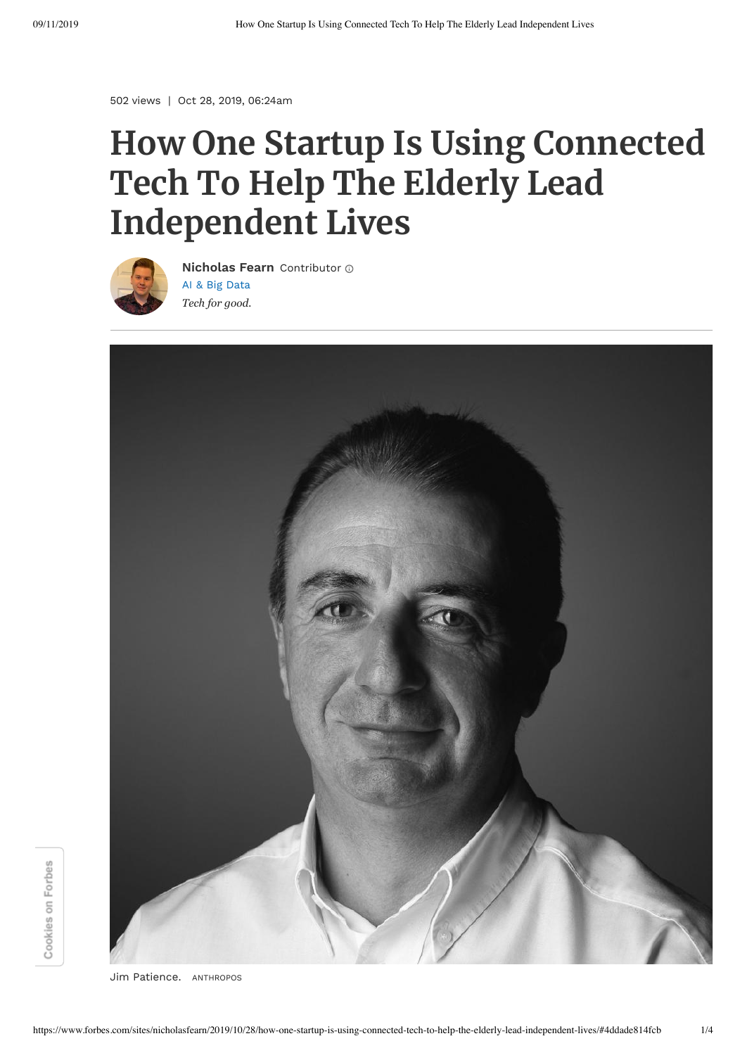502 views | Oct 28, 2019, 06:24am

# How One Startup Is Using Connected Tech To Help The Elderly Lead Independent Lives

**Nicholas Fearn** Contributor

AI & Big Data

*Tech for good.*

Jim Patience. ANTHROPOS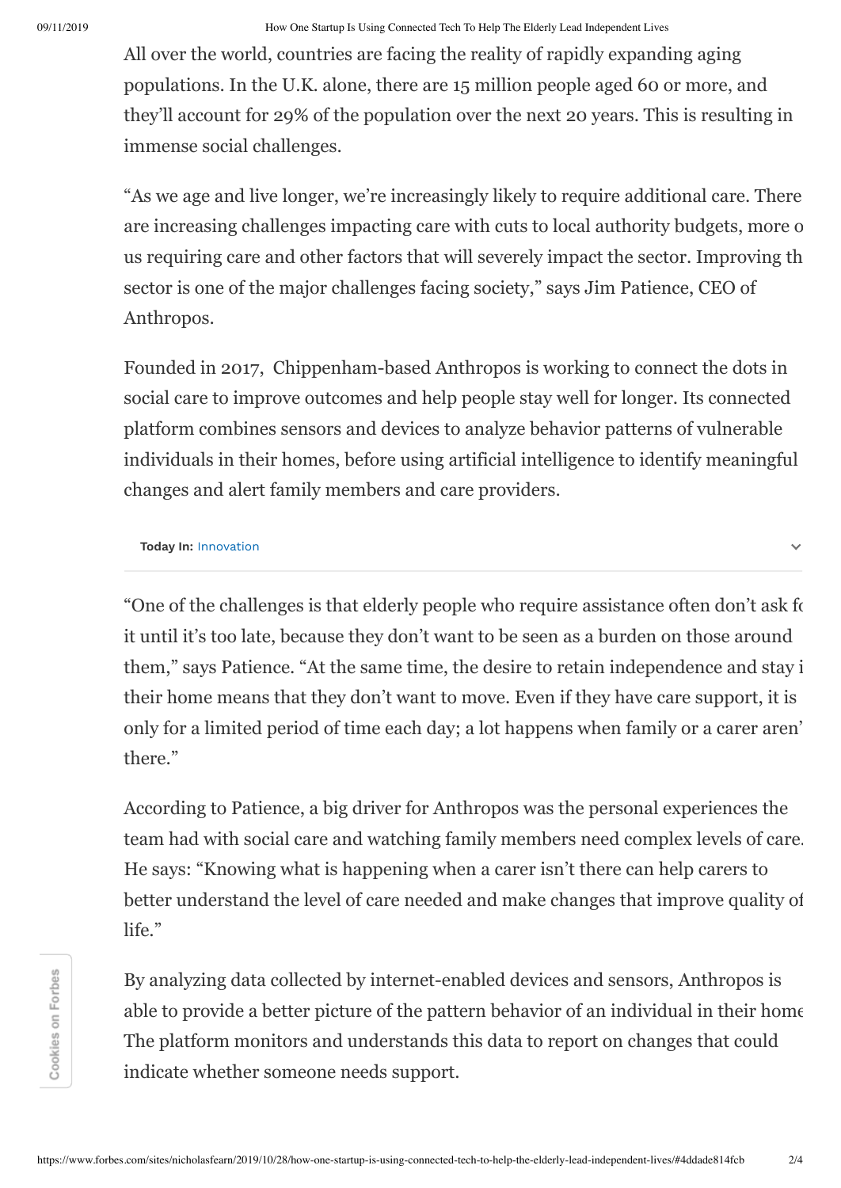All over the world, countries are facing the reality of rapidly expanding aging populations. In the U.K. alone, there are 15 million people aged 60 or more, and they'll account for 29% of the population over the next 20 years. This is resulting in immense social challenges.

"As we age and live longer, we're increasingly likely to require additional care. There are increasing challenges impacting care with cuts to local authority budgets, more o us requiring care and other factors that will severely impact the sector. Improving th sector is one of the major challenges facing society," says Jim Patience, CEO of Anthropos.

Founded in 2017, Chippenham-based Anthropos is working to connect the dots in social care to improve outcomes and help people stay well for longer. Its connected platform combines sensors and devices to analyze behavior patterns of vulnerable individuals in their homes, before using artificial intelligence to identify meaningful changes and alert family members and care providers.

**Today In:** Innovation

"One of the challenges is that elderly people who require assistance often don't ask fo it until it's too late, because they don't want to be seen as a burden on those around them," says Patience. "At the same time, the desire to retain independence and stay i their home means that they don't want to move. Even if they have care support, it is only for a limited period of time each day; a lot happens when family or a carer aren' there."

According to Patience, a big driver for Anthropos was the personal experiences the team had with social care and watching family members need complex levels of care. He says: "Knowing what is happening when a carer isn't there can help carers to better understand the level of care needed and make changes that improve quality of life."

By analyzing data collected by internet-enabled devices and sensors, Anthropos is able to provide a better picture of the pattern behavior of an individual in their home The platform monitors and understands this data to report on changes that could indicate whether someone needs support.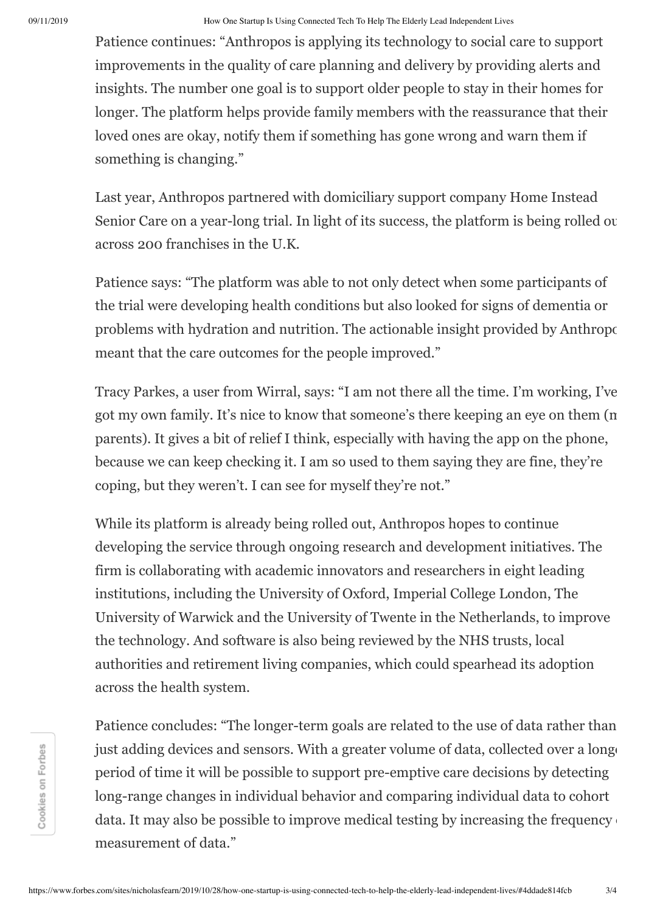Patience continues: "Anthropos is applying its technology to social care to support improvements in the quality of care planning and delivery by providing alerts and insights. The number one goal is to support older people to stay in their homes for longer. The platform helps provide family members with the reassurance that their loved ones are okay, notify them if something has gone wrong and warn them if something is changing."

Last year, Anthropos partnered with domiciliary support company Home Instead Senior Care on a year-long trial. In light of its success, the platform is being rolled ou across 200 franchises in the U.K.

Patience says: "The platform was able to not only detect when some participants of the trial were developing health conditions but also looked for signs of dementia or problems with hydration and nutrition. The actionable insight provided by Anthropo meant that the care outcomes for the people improved."

Tracy Parkes, a user from Wirral, says: "I am not there all the time. I'm working, I've got my own family. It's nice to know that someone's there keeping an eye on them (n parents). It gives a bit of relief I think, especially with having the app on the phone, because we can keep checking it. I am so used to them saying they are fine, they're coping, but they weren't. I can see for myself they're not."

While its platform is already being rolled out, Anthropos hopes to continue developing the service through ongoing research and development initiatives. The firm is collaborating with academic innovators and researchers in eight leading institutions, including the University of Oxford, Imperial College London, The University of Warwick and the University of Twente in the Netherlands, to improve the technology. And software is also being reviewed by the NHS trusts, local authorities and retirement living companies, which could spearhead its adoption across the health system.

Patience concludes: "The longer-term goals are related to the use of data rather than just adding devices and sensors. With a greater volume of data, collected over a longe period of time it will be possible to support pre-emptive care decisions by detecting long-range changes in individual behavior and comparing individual data to cohort data. It may also be possible to improve medical testing by increasing the frequency measurement of data."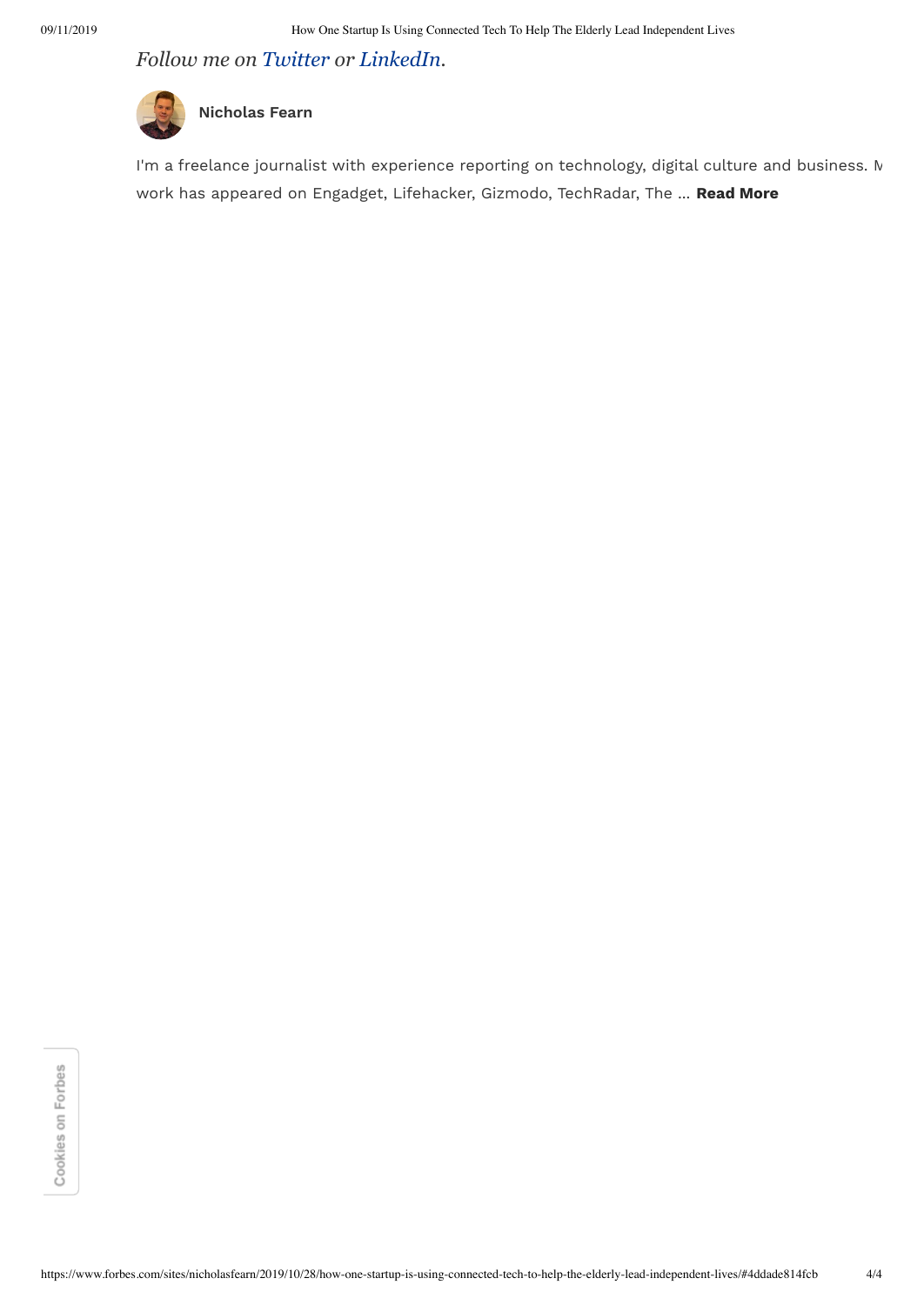*Follow me on Twitter or LinkedIn.*

**Nicholas Fearn**

I'm a freelance journalist with experience reporting on technology, digital culture and business. M work has appeared on Engadget, Lifehacker, Gizmodo, TechRadar, The ... **Read More**

Cookies on Forbes